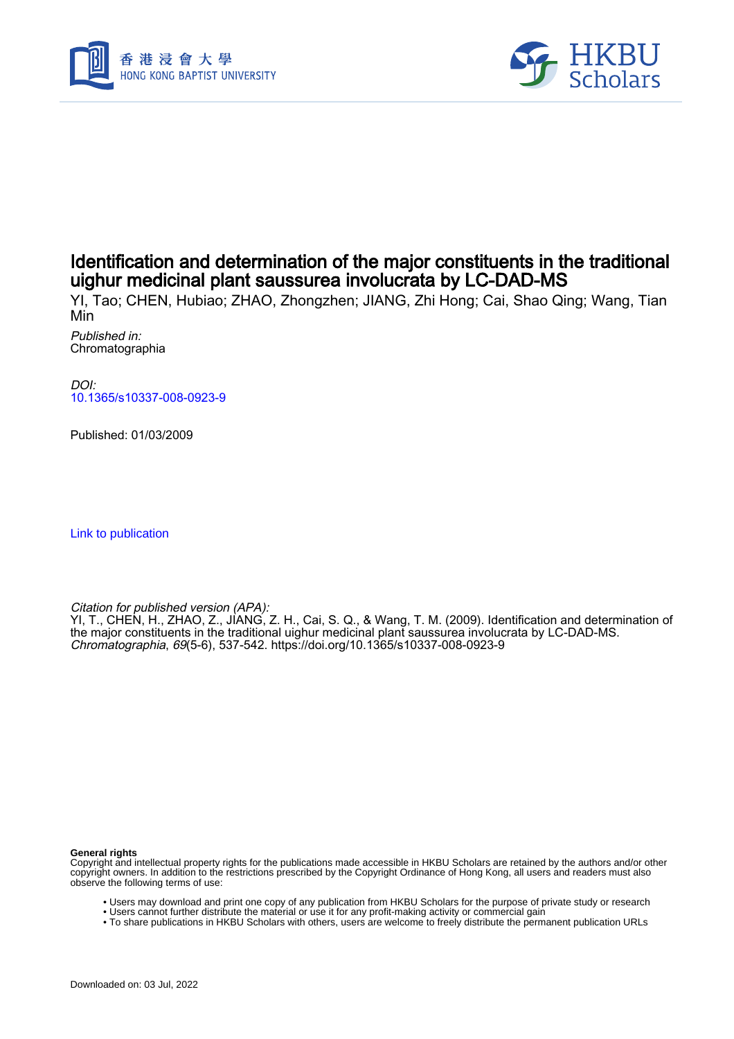# Identification and determination of the major constituents in the traditional uighur medicinal plant saussurea involucrata by LC-DAD-MS

YI, Tao; CHEN, Hubiao; ZHAO, Zhongzhen; JIANG, Zhi Hong; Cai, Shao Qing; Wang, Tian Min

*Published in:*
Chromatographia

*DOI:*
10.1365/s10337-008-0923-9

Published: 01/03/2009

Link to publication

*Citation for published version (APA):*
YI, T., CHEN, H., ZHAO, Z., JIANG, Z. H., Cai, S. Q., & Wang, T. M. (2009). Identification and determination of the major constituents in the traditional uighur medicinal plant saussurea involucrata by LC-DAD-MS. *Chromatographia*, *69*(5-6), 537-542. https://doi.org/10.1365/s10337-008-0923-9

**General rights**
Copyright and intellectual property rights for the publications made accessible in HKBU Scholars are retained by the authors and/or other copyright owners. In addition to the restrictions prescribed by the Copyright Ordinance of Hong Kong, all users and readers must also observe the following terms of use:

- Users may download and print one copy of any publication from HKBU Scholars for the purpose of private study or research
- Users cannot further distribute the material or use it for any profit-making activity or commercial gain
- To share publications in HKBU Scholars with others, users are welcome to freely distribute the permanent publication URLs

Downloaded on: 03 Jul, 2022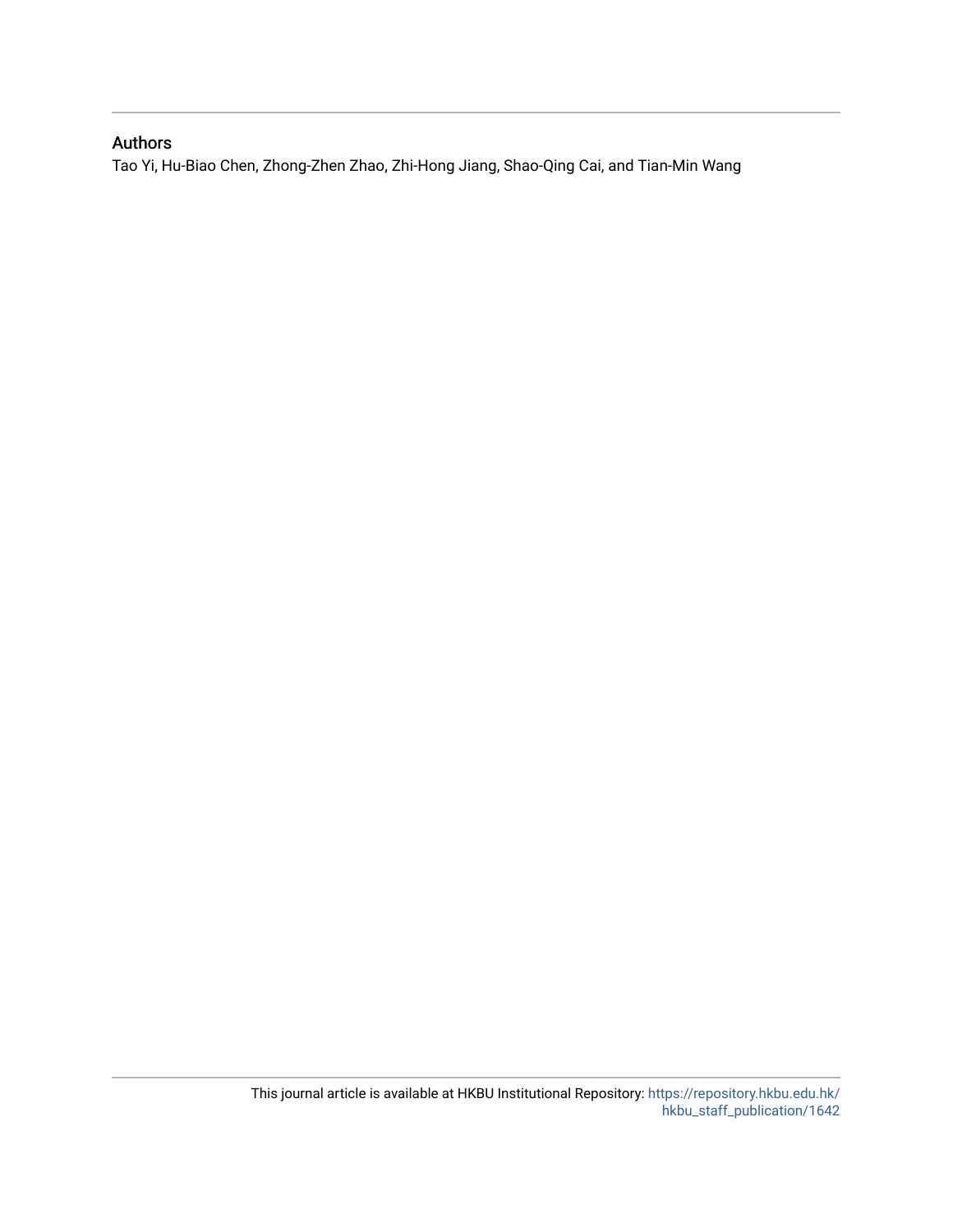## Authors

Tao Yi, Hu-Biao Chen, Zhong-Zhen Zhao, Zhi-Hong Jiang, Shao-Qing Cai, and Tian-Min Wang

This journal article is available at HKBU Institutional Repository: https://repository.hkbu.edu.hk/hkbu_staff_publication/1642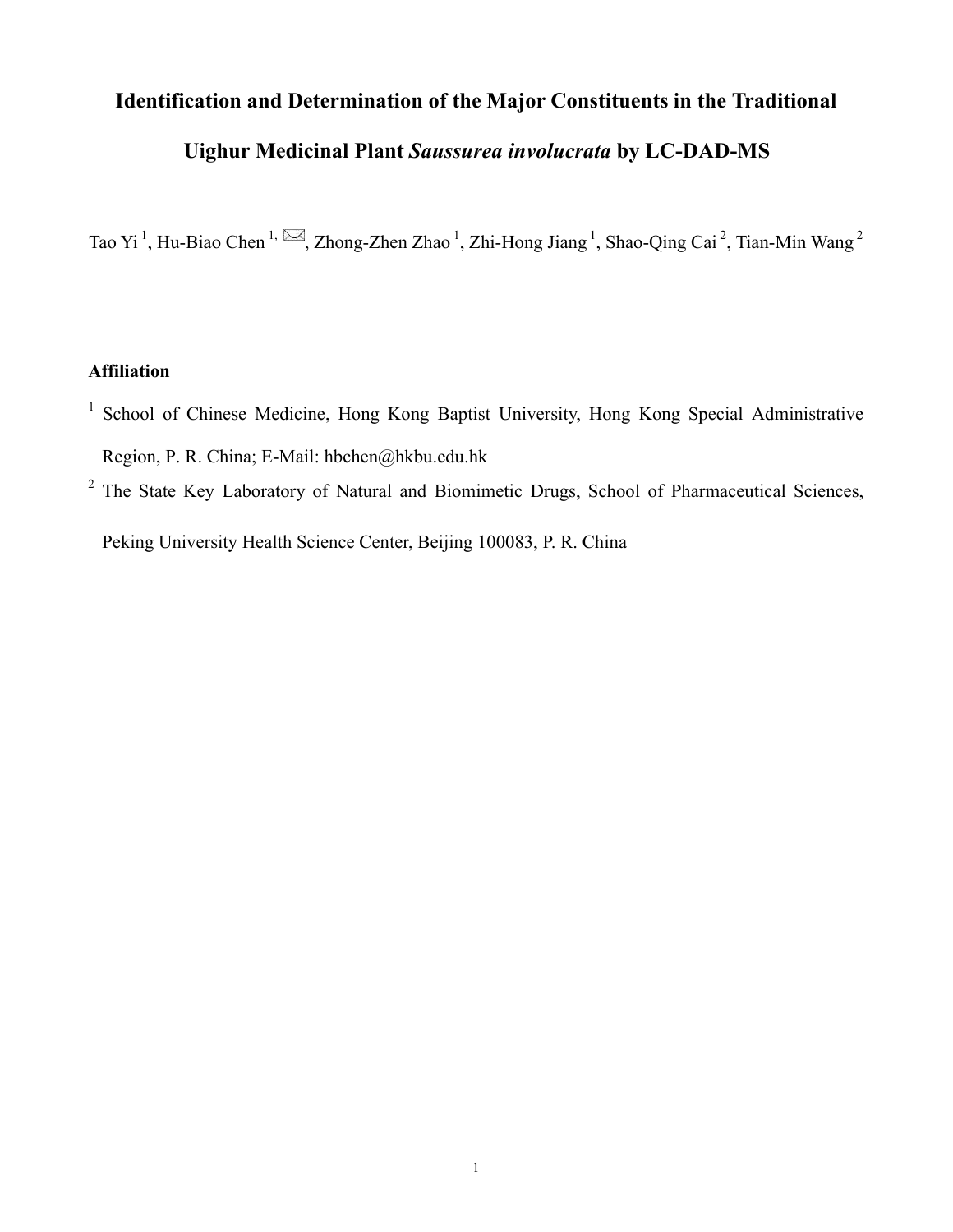# Identification and Determination of the Major Constituents in the Traditional Uighur Medicinal Plant *Saussurea involucrata* by LC-DAD-MS

Tao Yi [1], Hu-Biao Chen [1, ✉], Zhong-Zhen Zhao [1], Zhi-Hong Jiang [1], Shao-Qing Cai [2], Tian-Min Wang [2]

**Affiliation**

[1] School of Chinese Medicine, Hong Kong Baptist University, Hong Kong Special Administrative Region, P. R. China; E-Mail: hbchen@hkbu.edu.hk

[2] The State Key Laboratory of Natural and Biomimetic Drugs, School of Pharmaceutical Sciences, Peking University Health Science Center, Beijing 100083, P. R. China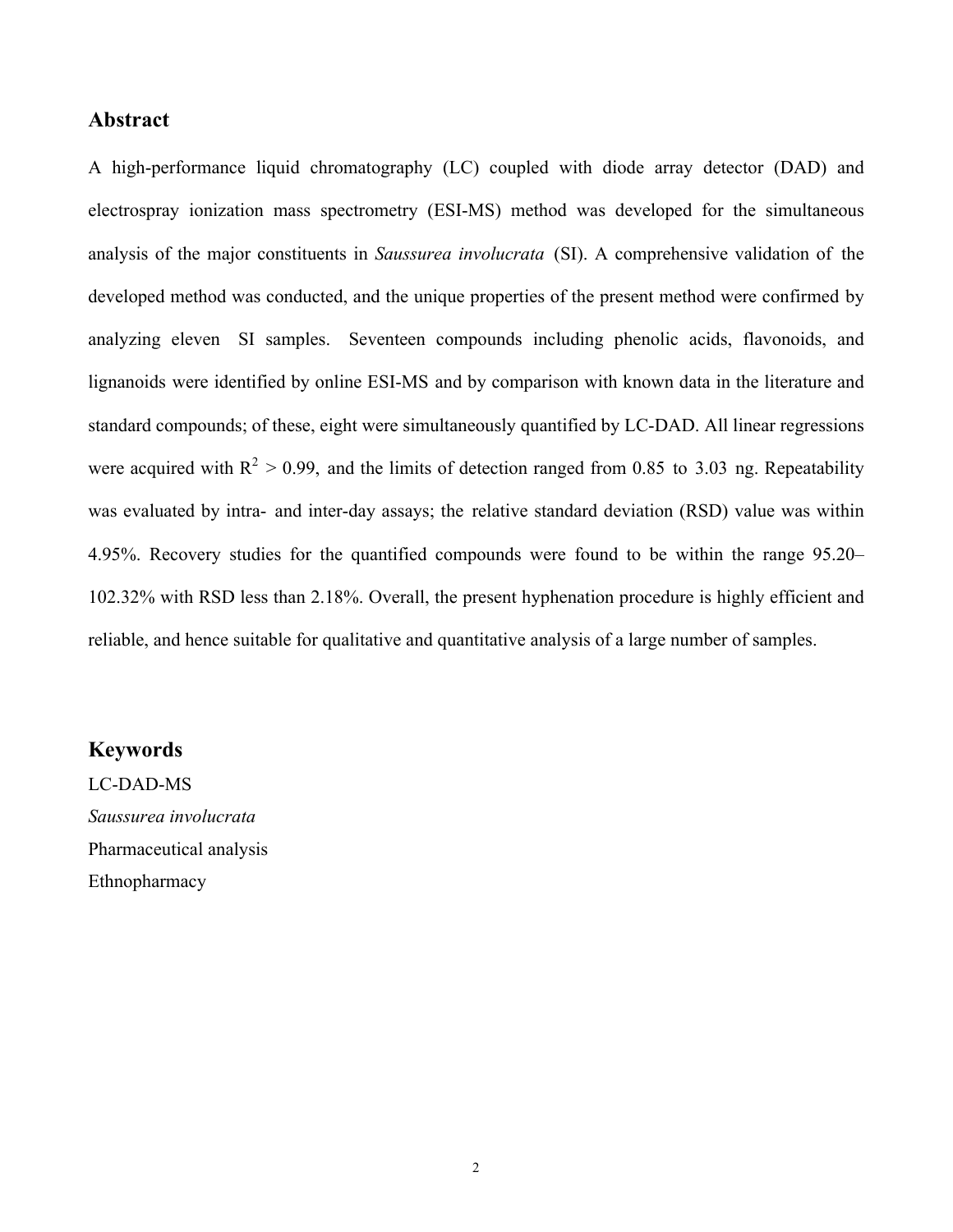## Abstract

A high-performance liquid chromatography (LC) coupled with diode array detector (DAD) and electrospray ionization mass spectrometry (ESI-MS) method was developed for the simultaneous analysis of the major constituents in *Saussurea involucrata* (SI). A comprehensive validation of the developed method was conducted, and the unique properties of the present method were confirmed by analyzing eleven SI samples. Seventeen compounds including phenolic acids, flavonoids, and lignanoids were identified by online ESI-MS and by comparison with known data in the literature and standard compounds; of these, eight were simultaneously quantified by LC-DAD. All linear regressions were acquired with $R^2 > 0.99$, and the limits of detection ranged from 0.85 to 3.03 ng. Repeatability was evaluated by intra- and inter-day assays; the relative standard deviation (RSD) value was within 4.95%. Recovery studies for the quantified compounds were found to be within the range 95.20–102.32% with RSD less than 2.18%. Overall, the present hyphenation procedure is highly efficient and reliable, and hence suitable for qualitative and quantitative analysis of a large number of samples.

## Keywords

LC-DAD-MS
*Saussurea involucrata*
Pharmaceutical analysis
Ethnopharmacy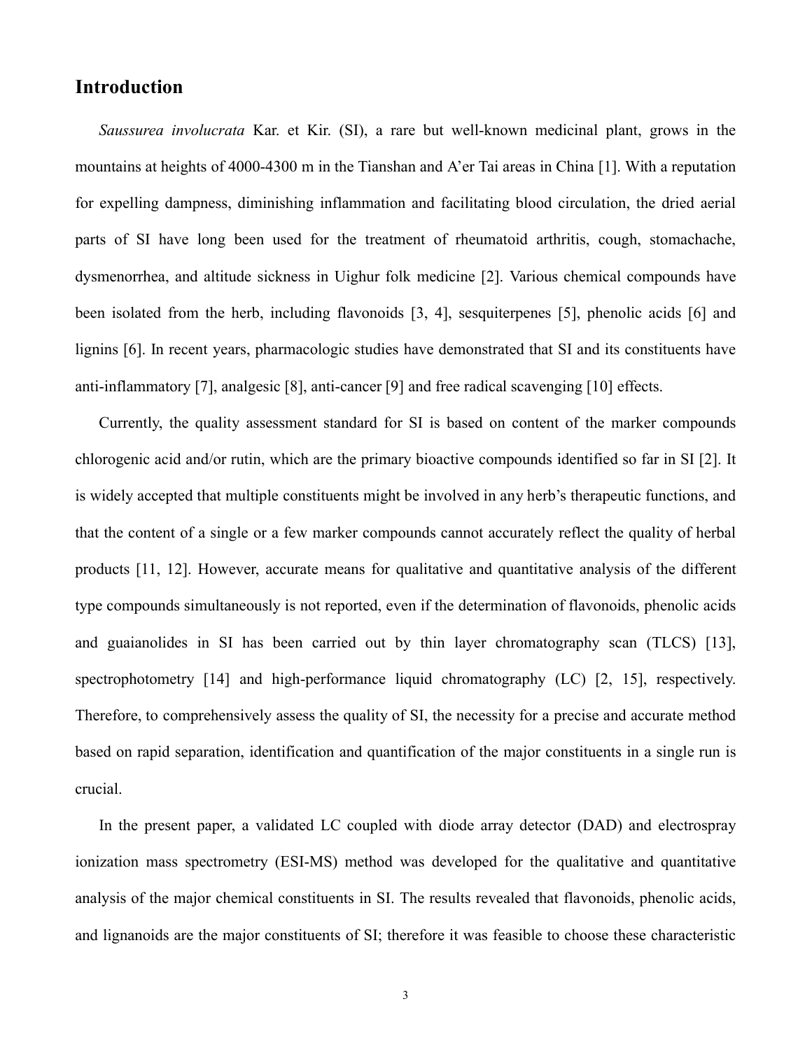## Introduction

*Saussurea involucrata* Kar. et Kir. (SI), a rare but well-known medicinal plant, grows in the mountains at heights of 4000-4300 m in the Tianshan and A'er Tai areas in China [1]. With a reputation for expelling dampness, diminishing inflammation and facilitating blood circulation, the dried aerial parts of SI have long been used for the treatment of rheumatoid arthritis, cough, stomachache, dysmenorrhea, and altitude sickness in Uighur folk medicine [2]. Various chemical compounds have been isolated from the herb, including flavonoids [3, 4], sesquiterpenes [5], phenolic acids [6] and lignins [6]. In recent years, pharmacologic studies have demonstrated that SI and its constituents have anti-inflammatory [7], analgesic [8], anti-cancer [9] and free radical scavenging [10] effects.

Currently, the quality assessment standard for SI is based on content of the marker compounds chlorogenic acid and/or rutin, which are the primary bioactive compounds identified so far in SI [2]. It is widely accepted that multiple constituents might be involved in any herb's therapeutic functions, and that the content of a single or a few marker compounds cannot accurately reflect the quality of herbal products [11, 12]. However, accurate means for qualitative and quantitative analysis of the different type compounds simultaneously is not reported, even if the determination of flavonoids, phenolic acids and guaianolides in SI has been carried out by thin layer chromatography scan (TLCS) [13], spectrophotometry [14] and high-performance liquid chromatography (LC) [2, 15], respectively. Therefore, to comprehensively assess the quality of SI, the necessity for a precise and accurate method based on rapid separation, identification and quantification of the major constituents in a single run is crucial.

In the present paper, a validated LC coupled with diode array detector (DAD) and electrospray ionization mass spectrometry (ESI-MS) method was developed for the qualitative and quantitative analysis of the major chemical constituents in SI. The results revealed that flavonoids, phenolic acids, and lignanoids are the major constituents of SI; therefore it was feasible to choose these characteristic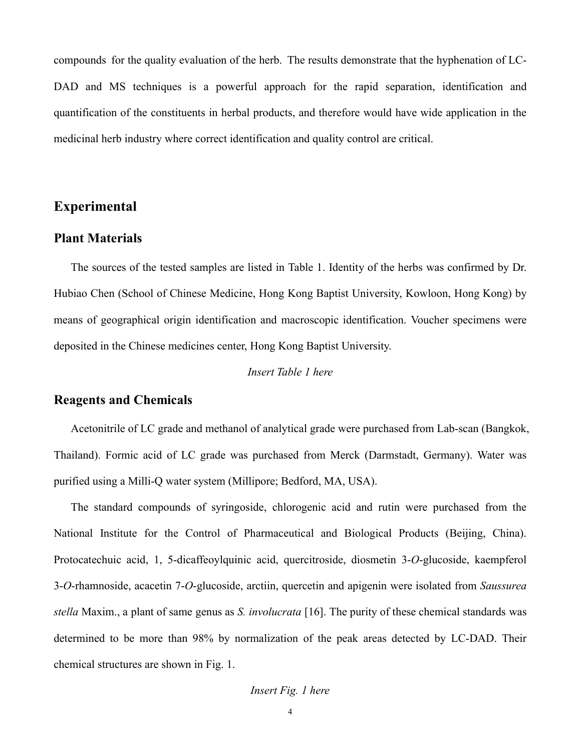compounds for the quality evaluation of the herb. The results demonstrate that the hyphenation of LC-DAD and MS techniques is a powerful approach for the rapid separation, identification and quantification of the constituents in herbal products, and therefore would have wide application in the medicinal herb industry where correct identification and quality control are critical.

# Experimental

## Plant Materials

The sources of the tested samples are listed in Table 1. Identity of the herbs was confirmed by Dr. Hubiao Chen (School of Chinese Medicine, Hong Kong Baptist University, Kowloon, Hong Kong) by means of geographical origin identification and macroscopic identification. Voucher specimens were deposited in the Chinese medicines center, Hong Kong Baptist University.

*Insert Table 1 here*

## Reagents and Chemicals

Acetonitrile of LC grade and methanol of analytical grade were purchased from Lab-scan (Bangkok, Thailand). Formic acid of LC grade was purchased from Merck (Darmstadt, Germany). Water was purified using a Milli-Q water system (Millipore; Bedford, MA, USA).

The standard compounds of syringoside, chlorogenic acid and rutin were purchased from the National Institute for the Control of Pharmaceutical and Biological Products (Beijing, China). Protocatechuic acid, 1, 5-dicaffeoylquinic acid, quercitroside, diosmetin 3-*O*-glucoside, kaempferol 3-*O*-rhamnoside, acacetin 7-*O*-glucoside, arctiin, quercetin and apigenin were isolated from *Saussurea stella* Maxim., a plant of same genus as *S. involucrata* [16]. The purity of these chemical standards was determined to be more than 98% by normalization of the peak areas detected by LC-DAD. Their chemical structures are shown in Fig. 1.

*Insert Fig. 1 here*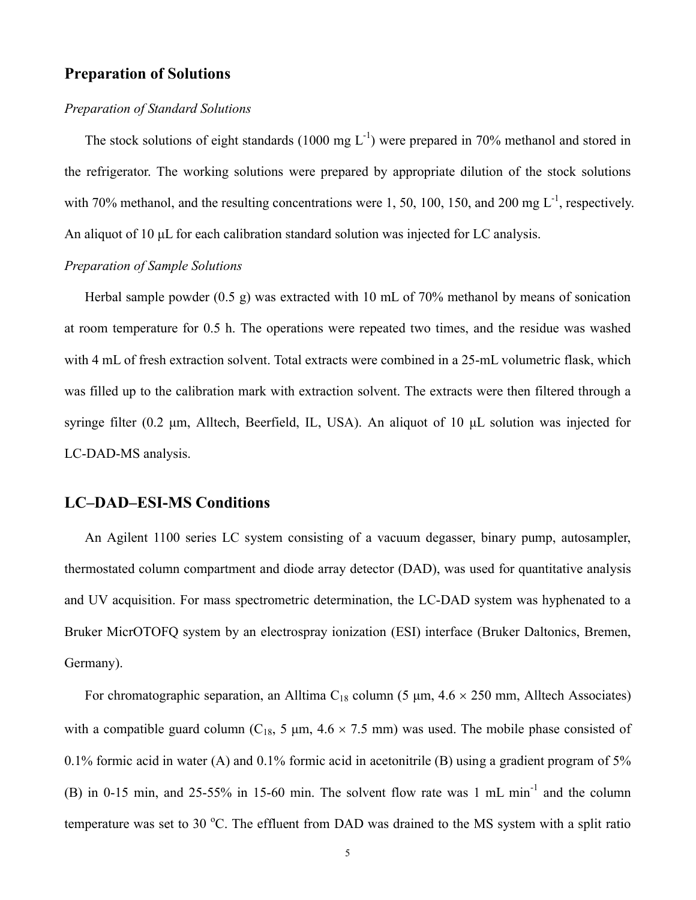## Preparation of Solutions

*Preparation of Standard Solutions*

The stock solutions of eight standards (1000 mg $L^{-1}$) were prepared in 70% methanol and stored in the refrigerator. The working solutions were prepared by appropriate dilution of the stock solutions with 70% methanol, and the resulting concentrations were 1, 50, 100, 150, and 200 mg $L^{-1}$, respectively. An aliquot of 10 μL for each calibration standard solution was injected for LC analysis.

*Preparation of Sample Solutions*

Herbal sample powder (0.5 g) was extracted with 10 mL of 70% methanol by means of sonication at room temperature for 0.5 h. The operations were repeated two times, and the residue was washed with 4 mL of fresh extraction solvent. Total extracts were combined in a 25-mL volumetric flask, which was filled up to the calibration mark with extraction solvent. The extracts were then filtered through a syringe filter (0.2 μm, Alltech, Beerfield, IL, USA). An aliquot of 10 μL solution was injected for LC-DAD-MS analysis.

## LC–DAD–ESI-MS Conditions

An Agilent 1100 series LC system consisting of a vacuum degasser, binary pump, autosampler, thermostated column compartment and diode array detector (DAD), was used for quantitative analysis and UV acquisition. For mass spectrometric determination, the LC-DAD system was hyphenated to a Bruker MicrOTOFQ system by an electrospray ionization (ESI) interface (Bruker Daltonics, Bremen, Germany).

For chromatographic separation, an Alltima $C_{18}$ column (5 μm, 4.6 × 250 mm, Alltech Associates) with a compatible guard column ($C_{18}$, 5 μm, 4.6 × 7.5 mm) was used. The mobile phase consisted of 0.1% formic acid in water (A) and 0.1% formic acid in acetonitrile (B) using a gradient program of 5% (B) in 0-15 min, and 25-55% in 15-60 min. The solvent flow rate was 1 mL $min^{-1}$ and the column temperature was set to 30 $^{o}$C. The effluent from DAD was drained to the MS system with a split ratio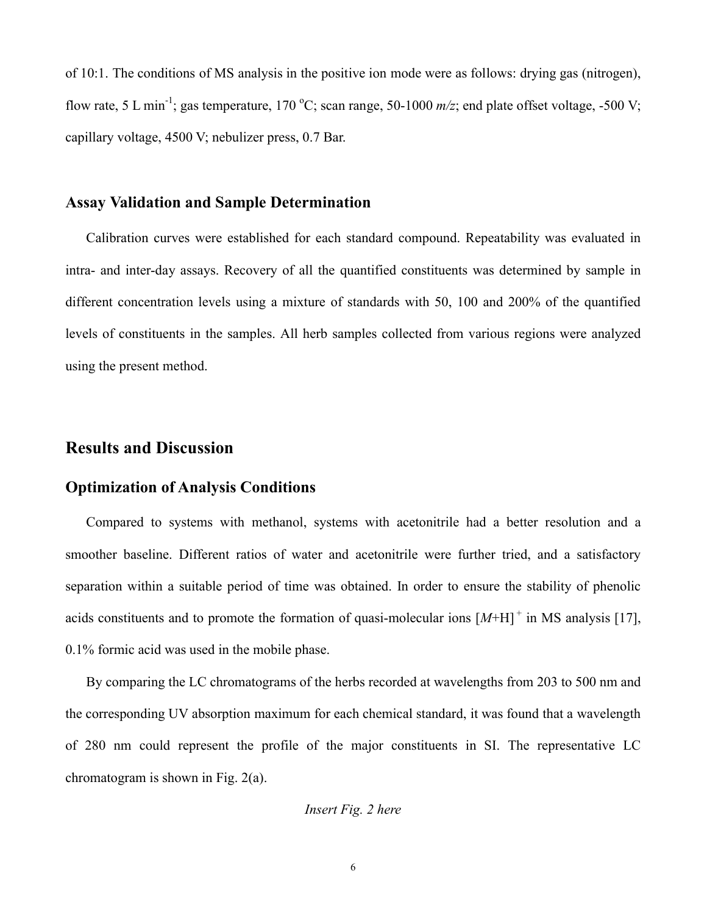of 10:1. The conditions of MS analysis in the positive ion mode were as follows: drying gas (nitrogen), flow rate, 5 L $min^{-1}$; gas temperature, 170 $^{o}C$; scan range, 50-1000 *m/z*; end plate offset voltage, -500 V; capillary voltage, 4500 V; nebulizer press, 0.7 Bar.

### Assay Validation and Sample Determination

Calibration curves were established for each standard compound. Repeatability was evaluated in intra- and inter-day assays. Recovery of all the quantified constituents was determined by sample in different concentration levels using a mixture of standards with 50, 100 and 200% of the quantified levels of constituents in the samples. All herb samples collected from various regions were analyzed using the present method.

## Results and Discussion

### Optimization of Analysis Conditions

Compared to systems with methanol, systems with acetonitrile had a better resolution and a smoother baseline. Different ratios of water and acetonitrile were further tried, and a satisfactory separation within a suitable period of time was obtained. In order to ensure the stability of phenolic acids constituents and to promote the formation of quasi-molecular ions $[M+H]^+$ in MS analysis [17], 0.1% formic acid was used in the mobile phase.

By comparing the LC chromatograms of the herbs recorded at wavelengths from 203 to 500 nm and the corresponding UV absorption maximum for each chemical standard, it was found that a wavelength of 280 nm could represent the profile of the major constituents in SI. The representative LC chromatogram is shown in Fig. 2(a).

*Insert Fig. 2 here*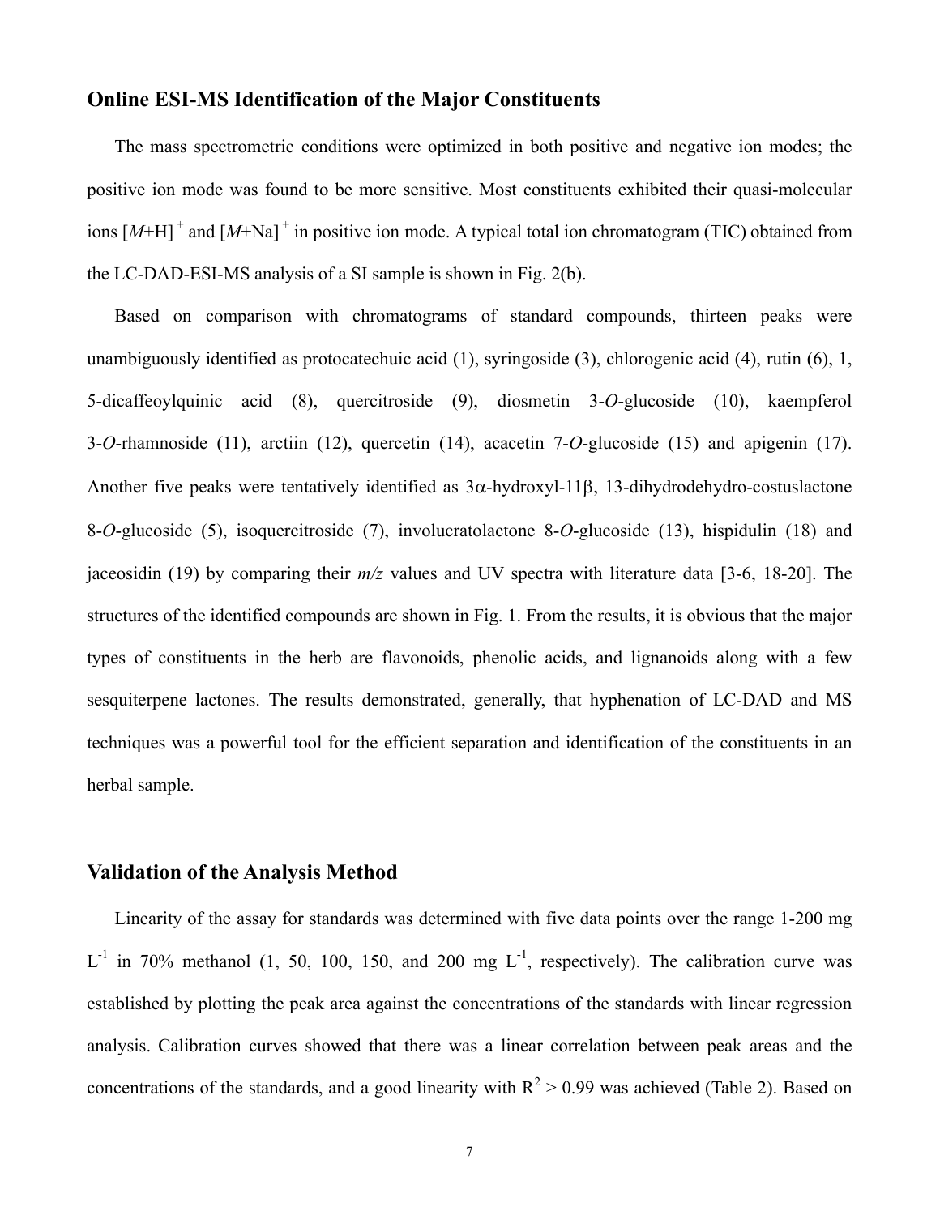## Online ESI-MS Identification of the Major Constituents

The mass spectrometric conditions were optimized in both positive and negative ion modes; the positive ion mode was found to be more sensitive. Most constituents exhibited their quasi-molecular ions $[M+H]^+$ and $[M+Na]^+$ in positive ion mode. A typical total ion chromatogram (TIC) obtained from the LC-DAD-ESI-MS analysis of a SI sample is shown in Fig. 2(b).

Based on comparison with chromatograms of standard compounds, thirteen peaks were unambiguously identified as protocatechuic acid (1), syringoside (3), chlorogenic acid (4), rutin (6), 1, 5-dicaffeoylquinic acid (8), quercitroside (9), diosmetin 3-*O*-glucoside (10), kaempferol 3-*O*-rhamnoside (11), arctiin (12), quercetin (14), acacetin 7-*O*-glucoside (15) and apigenin (17). Another five peaks were tentatively identified as 3α-hydroxyl-11β, 13-dihydrodehydro-costuslactone 8-*O*-glucoside (5), isoquercitroside (7), involucratolactone 8-*O*-glucoside (13), hispidulin (18) and jaceosidin (19) by comparing their *m/z* values and UV spectra with literature data [3-6, 18-20]. The structures of the identified compounds are shown in Fig. 1. From the results, it is obvious that the major types of constituents in the herb are flavonoids, phenolic acids, and lignanoids along with a few sesquiterpene lactones. The results demonstrated, generally, that hyphenation of LC-DAD and MS techniques was a powerful tool for the efficient separation and identification of the constituents in an herbal sample.

## Validation of the Analysis Method

Linearity of the assay for standards was determined with five data points over the range 1-200 mg $L^{-1}$ in 70% methanol (1, 50, 100, 150, and 200 mg $L^{-1}$, respectively). The calibration curve was established by plotting the peak area against the concentrations of the standards with linear regression analysis. Calibration curves showed that there was a linear correlation between peak areas and the concentrations of the standards, and a good linearity with $R^2 > 0.99$ was achieved (Table 2). Based on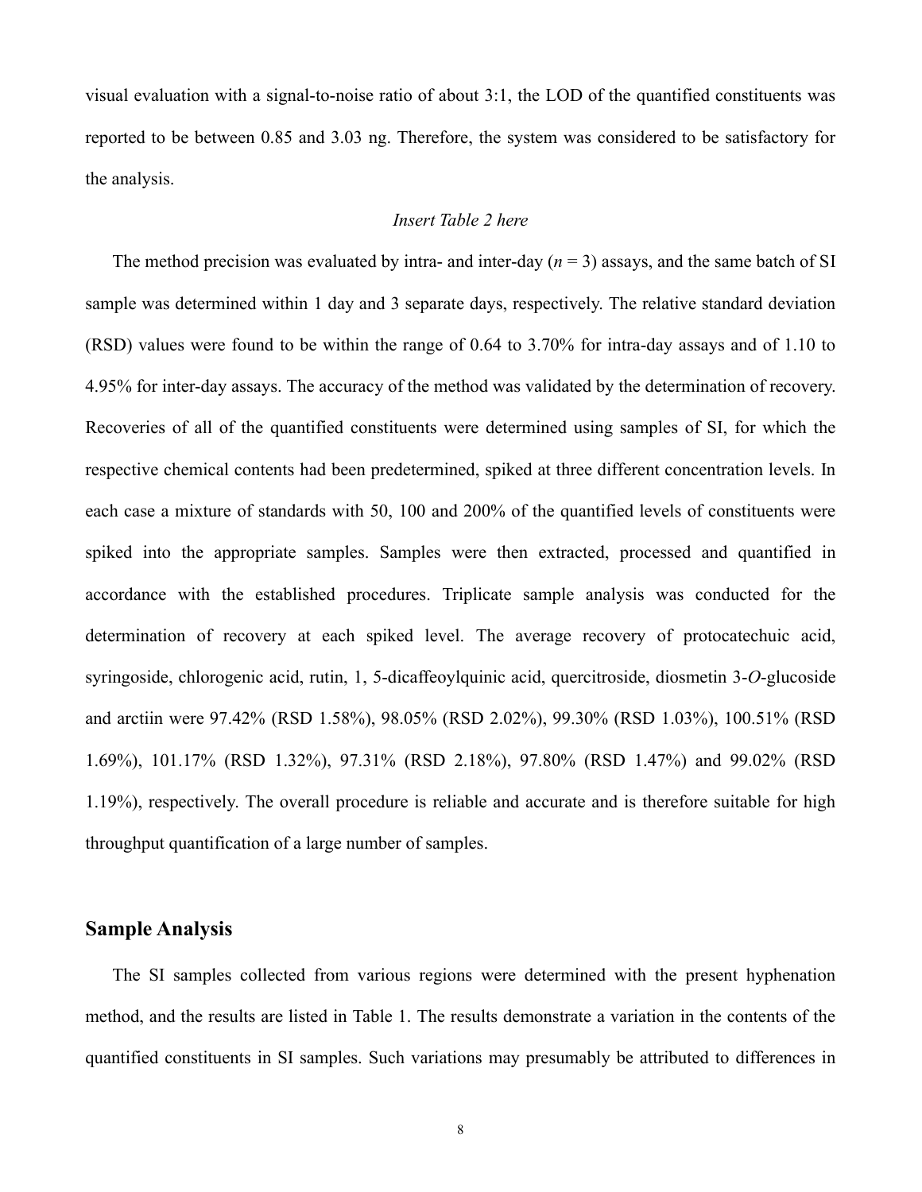visual evaluation with a signal-to-noise ratio of about 3:1, the LOD of the quantified constituents was reported to be between 0.85 and 3.03 ng. Therefore, the system was considered to be satisfactory for the analysis.

*Insert Table 2 here*

The method precision was evaluated by intra- and inter-day ($n$ = 3) assays, and the same batch of SI sample was determined within 1 day and 3 separate days, respectively. The relative standard deviation (RSD) values were found to be within the range of 0.64 to 3.70% for intra-day assays and of 1.10 to 4.95% for inter-day assays. The accuracy of the method was validated by the determination of recovery. Recoveries of all of the quantified constituents were determined using samples of SI, for which the respective chemical contents had been predetermined, spiked at three different concentration levels. In each case a mixture of standards with 50, 100 and 200% of the quantified levels of constituents were spiked into the appropriate samples. Samples were then extracted, processed and quantified in accordance with the established procedures. Triplicate sample analysis was conducted for the determination of recovery at each spiked level. The average recovery of protocatechuic acid, syringoside, chlorogenic acid, rutin, 1, 5-dicaffeoylquinic acid, quercitroside, diosmetin 3-*O*-glucoside and arctiin were 97.42% (RSD 1.58%), 98.05% (RSD 2.02%), 99.30% (RSD 1.03%), 100.51% (RSD 1.69%), 101.17% (RSD 1.32%), 97.31% (RSD 2.18%), 97.80% (RSD 1.47%) and 99.02% (RSD 1.19%), respectively. The overall procedure is reliable and accurate and is therefore suitable for high throughput quantification of a large number of samples.

## Sample Analysis

The SI samples collected from various regions were determined with the present hyphenation method, and the results are listed in Table 1. The results demonstrate a variation in the contents of the quantified constituents in SI samples. Such variations may presumably be attributed to differences in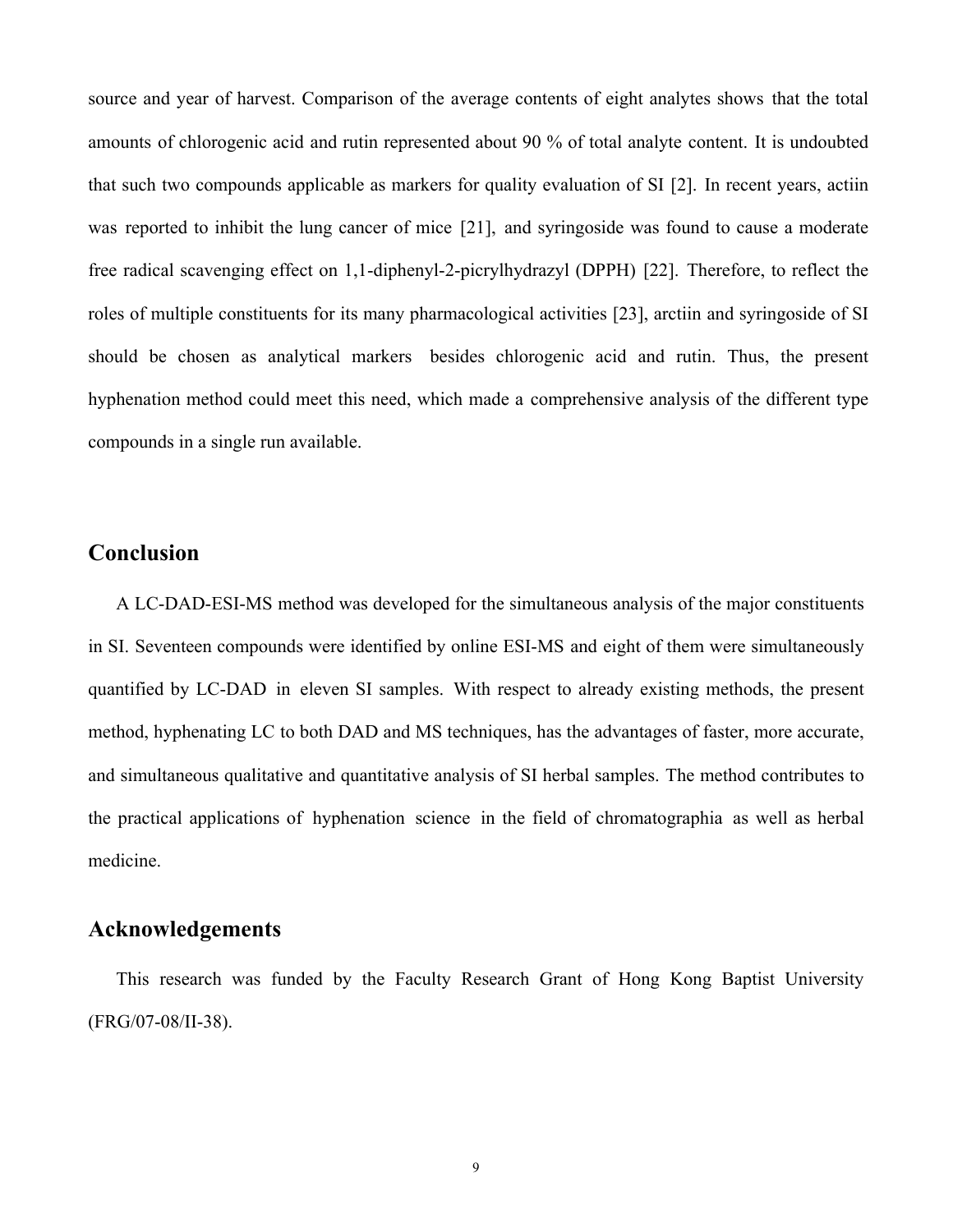source and year of harvest. Comparison of the average contents of eight analytes shows that the total amounts of chlorogenic acid and rutin represented about 90 % of total analyte content. It is undoubted that such two compounds applicable as markers for quality evaluation of SI [2]. In recent years, actiin was reported to inhibit the lung cancer of mice [21], and syringoside was found to cause a moderate free radical scavenging effect on 1,1-diphenyl-2-picrylhydrazyl (DPPH) [22]. Therefore, to reflect the roles of multiple constituents for its many pharmacological activities [23], arctiin and syringoside of SI should be chosen as analytical markers besides chlorogenic acid and rutin. Thus, the present hyphenation method could meet this need, which made a comprehensive analysis of the different type compounds in a single run available.

## Conclusion

A LC-DAD-ESI-MS method was developed for the simultaneous analysis of the major constituents in SI. Seventeen compounds were identified by online ESI-MS and eight of them were simultaneously quantified by LC-DAD in eleven SI samples. With respect to already existing methods, the present method, hyphenating LC to both DAD and MS techniques, has the advantages of faster, more accurate, and simultaneous qualitative and quantitative analysis of SI herbal samples. The method contributes to the practical applications of hyphenation science in the field of chromatographia as well as herbal medicine.

## Acknowledgements

This research was funded by the Faculty Research Grant of Hong Kong Baptist University (FRG/07-08/II-38).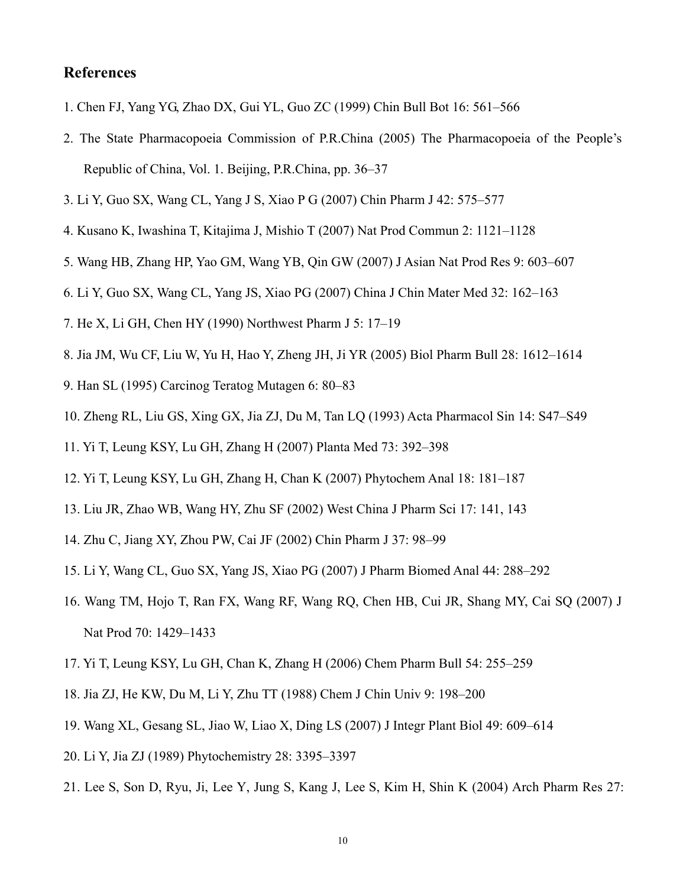## References

1. Chen FJ, Yang YG, Zhao DX, Gui YL, Guo ZC (1999) Chin Bull Bot 16: 561–566

2. The State Pharmacopoeia Commission of P.R.China (2005) The Pharmacopoeia of the People's Republic of China, Vol. 1. Beijing, P.R.China, pp. 36–37

3. Li Y, Guo SX, Wang CL, Yang J S, Xiao P G (2007) Chin Pharm J 42: 575–577

4. Kusano K, Iwashina T, Kitajima J, Mishio T (2007) Nat Prod Commun 2: 1121–1128

5. Wang HB, Zhang HP, Yao GM, Wang YB, Qin GW (2007) J Asian Nat Prod Res 9: 603–607

6. Li Y, Guo SX, Wang CL, Yang JS, Xiao PG (2007) China J Chin Mater Med 32: 162–163

7. He X, Li GH, Chen HY (1990) Northwest Pharm J 5: 17–19

8. Jia JM, Wu CF, Liu W, Yu H, Hao Y, Zheng JH, Ji YR (2005) Biol Pharm Bull 28: 1612–1614

9. Han SL (1995) Carcinog Teratog Mutagen 6: 80–83

10. Zheng RL, Liu GS, Xing GX, Jia ZJ, Du M, Tan LQ (1993) Acta Pharmacol Sin 14: S47–S49

11. Yi T, Leung KSY, Lu GH, Zhang H (2007) Planta Med 73: 392–398

12. Yi T, Leung KSY, Lu GH, Zhang H, Chan K (2007) Phytochem Anal 18: 181–187

13. Liu JR, Zhao WB, Wang HY, Zhu SF (2002) West China J Pharm Sci 17: 141, 143

14. Zhu C, Jiang XY, Zhou PW, Cai JF (2002) Chin Pharm J 37: 98–99

15. Li Y, Wang CL, Guo SX, Yang JS, Xiao PG (2007) J Pharm Biomed Anal 44: 288–292

16. Wang TM, Hojo T, Ran FX, Wang RF, Wang RQ, Chen HB, Cui JR, Shang MY, Cai SQ (2007) J Nat Prod 70: 1429–1433

17. Yi T, Leung KSY, Lu GH, Chan K, Zhang H (2006) Chem Pharm Bull 54: 255–259

18. Jia ZJ, He KW, Du M, Li Y, Zhu TT (1988) Chem J Chin Univ 9: 198–200

19. Wang XL, Gesang SL, Jiao W, Liao X, Ding LS (2007) J Integr Plant Biol 49: 609–614

20. Li Y, Jia ZJ (1989) Phytochemistry 28: 3395–3397

21. Lee S, Son D, Ryu, Ji, Lee Y, Jung S, Kang J, Lee S, Kim H, Shin K (2004) Arch Pharm Res 27: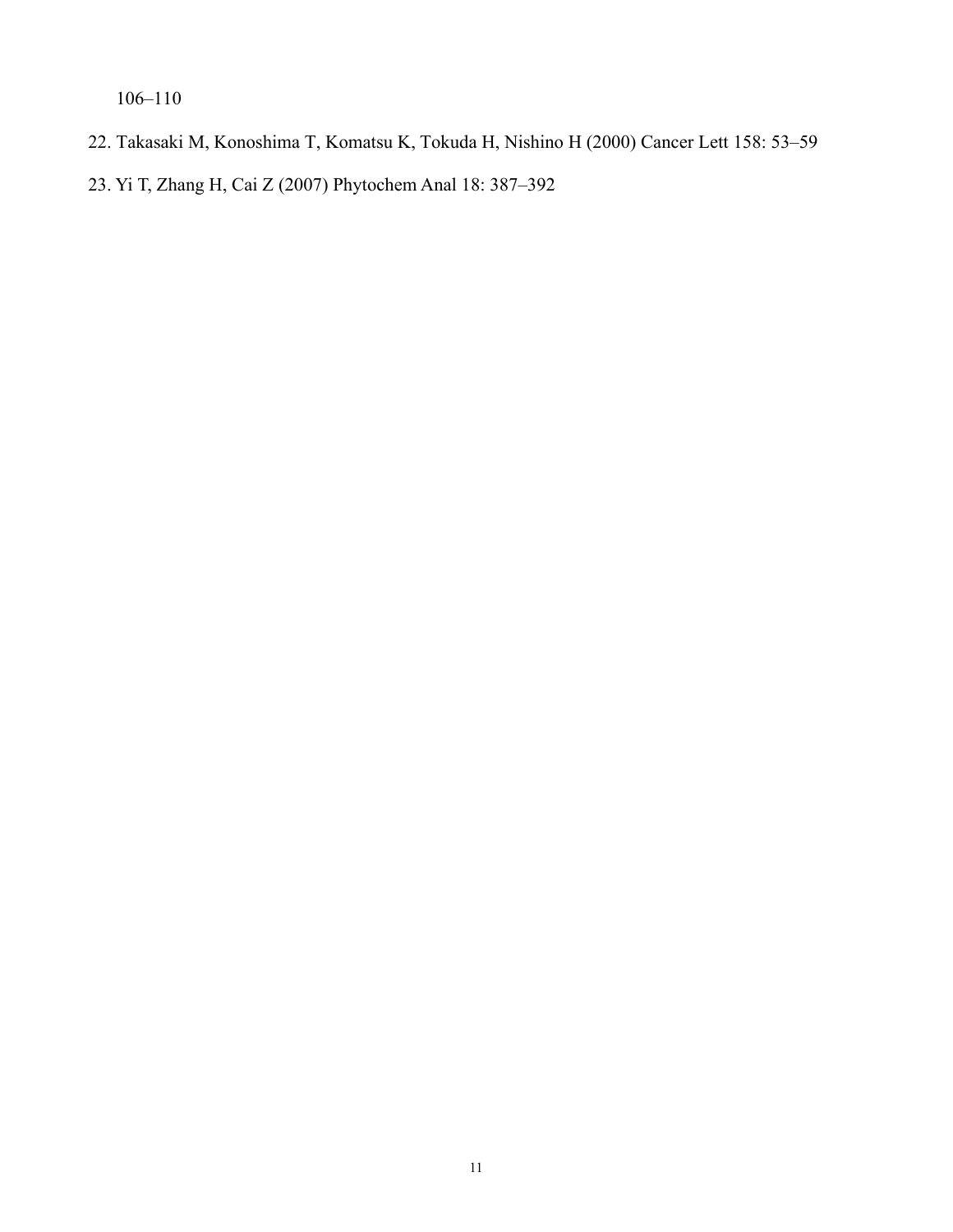106–110

22. Takasaki M, Konoshima T, Komatsu K, Tokuda H, Nishino H (2000) Cancer Lett 158: 53–59

23. Yi T, Zhang H, Cai Z (2007) Phytochem Anal 18: 387–392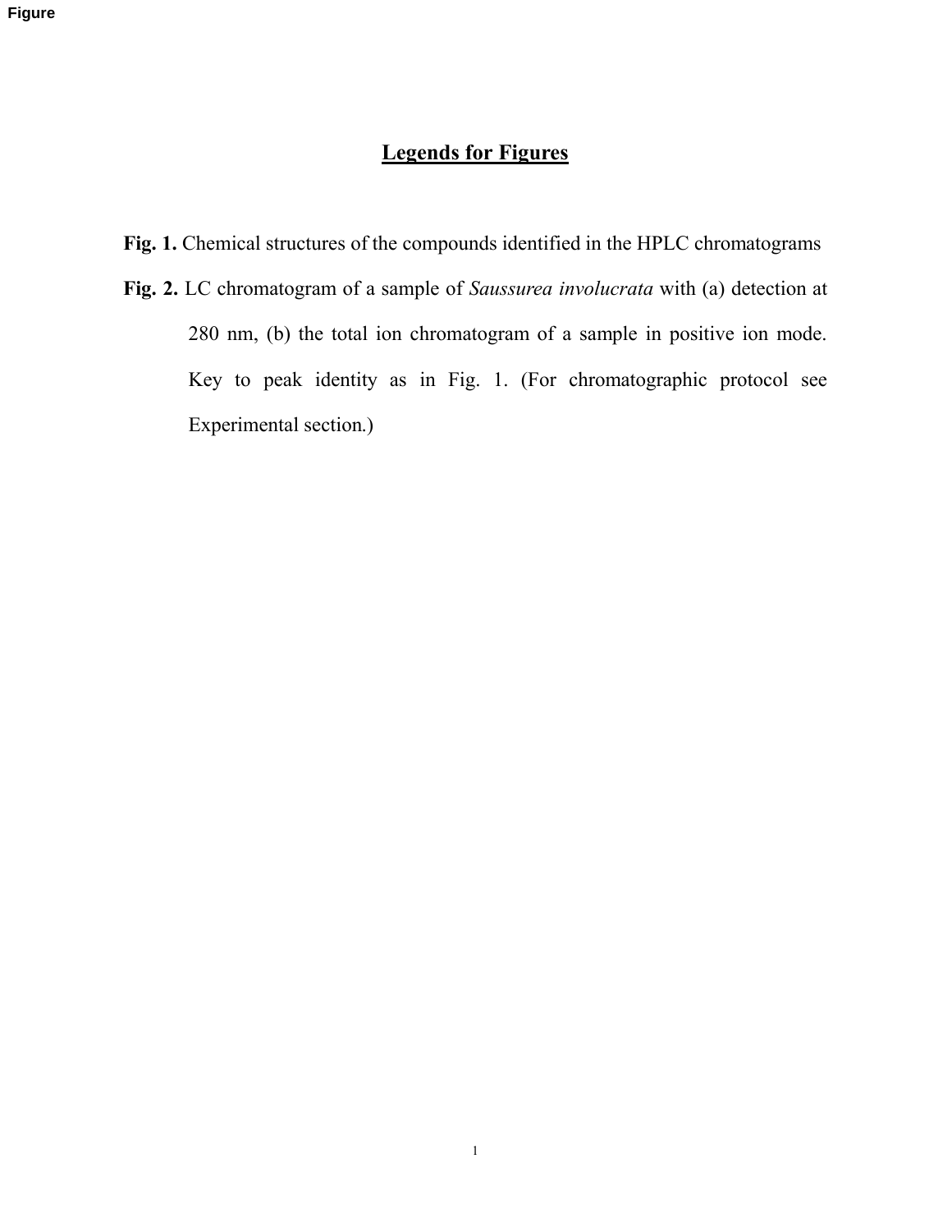Figure

## Legends for Figures

**Fig. 1.** Chemical structures of the compounds identified in the HPLC chromatograms

**Fig. 2.** LC chromatogram of a sample of *Saussurea involucrata* with (a) detection at 280 nm, (b) the total ion chromatogram of a sample in positive ion mode. Key to peak identity as in Fig. 1. (For chromatographic protocol see Experimental section.)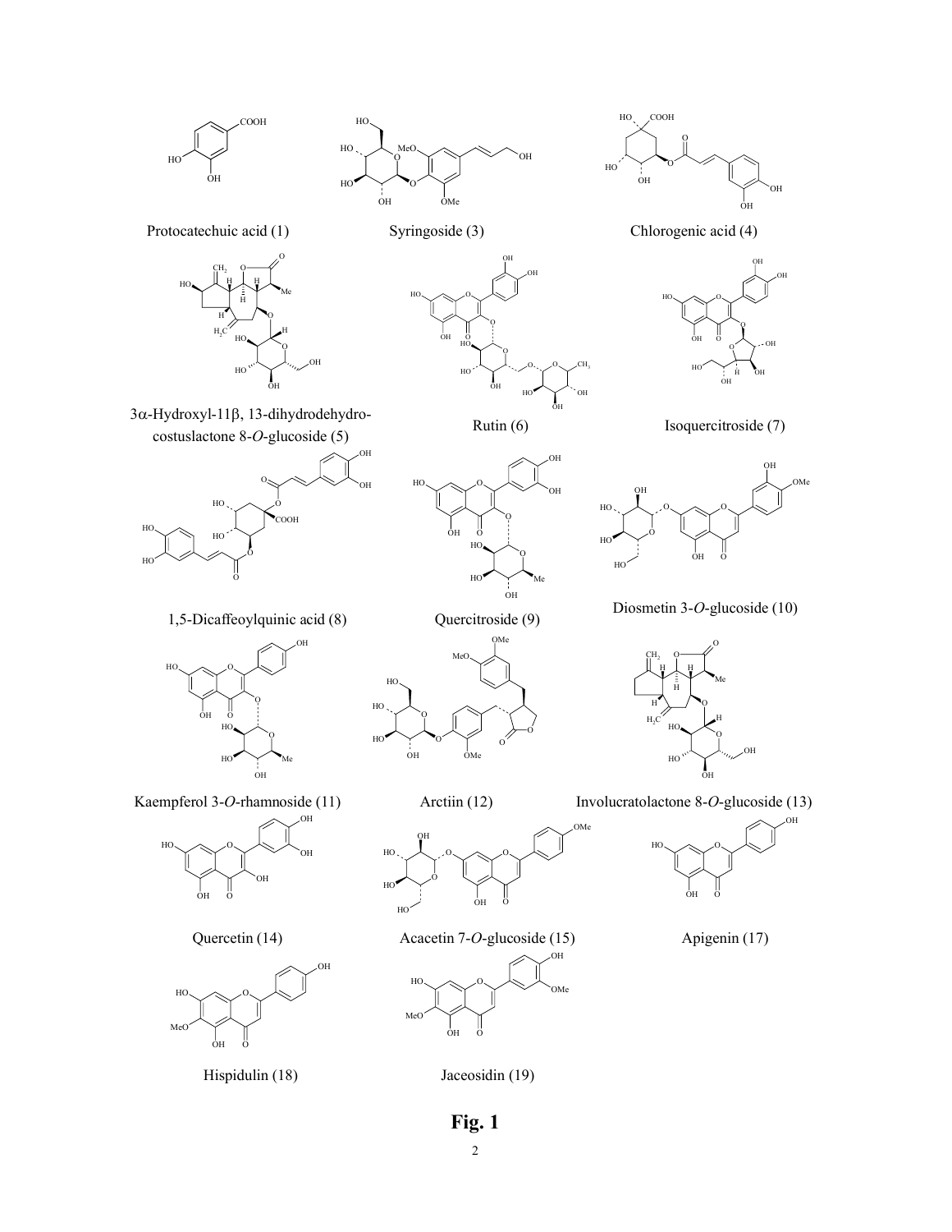Protocatechuic acid (1)

Syringoside (3)

Chlorogenic acid (4)

3α-Hydroxyl-11β, 13-dihydrodehydro-costuslactone 8-*O*-glucoside (5)

Rutin (6)

Isoquercitroside (7)

1,5-Dicaffeoylquinic acid (8)

Quercitroside (9)

Diosmetin 3-*O*-glucoside (10)

Kaempferol 3-*O*-rhamnoside (11)

Arctiin (12)

Involucratolactone 8-*O*-glucoside (13)

Quercetin (14)

Acacetin 7-*O*-glucoside (15)

Apigenin (17)

Hispidulin (18)

Jaceosidin (19)

**Fig. 1**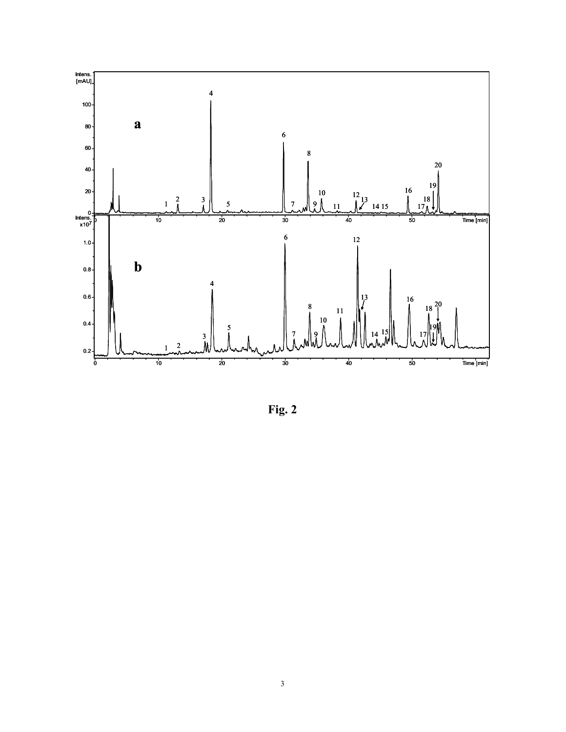**Fig. 2**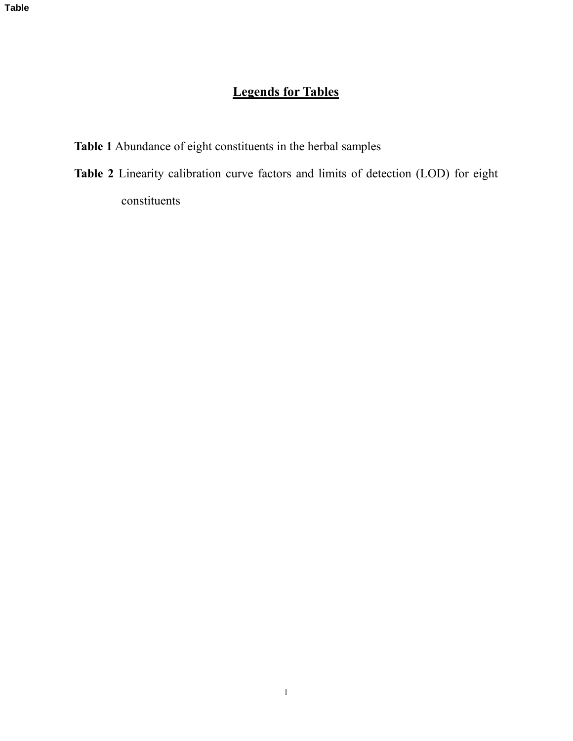Table

# Legends for Tables

**Table 1** Abundance of eight constituents in the herbal samples

**Table 2** Linearity calibration curve factors and limits of detection (LOD) for eight constituents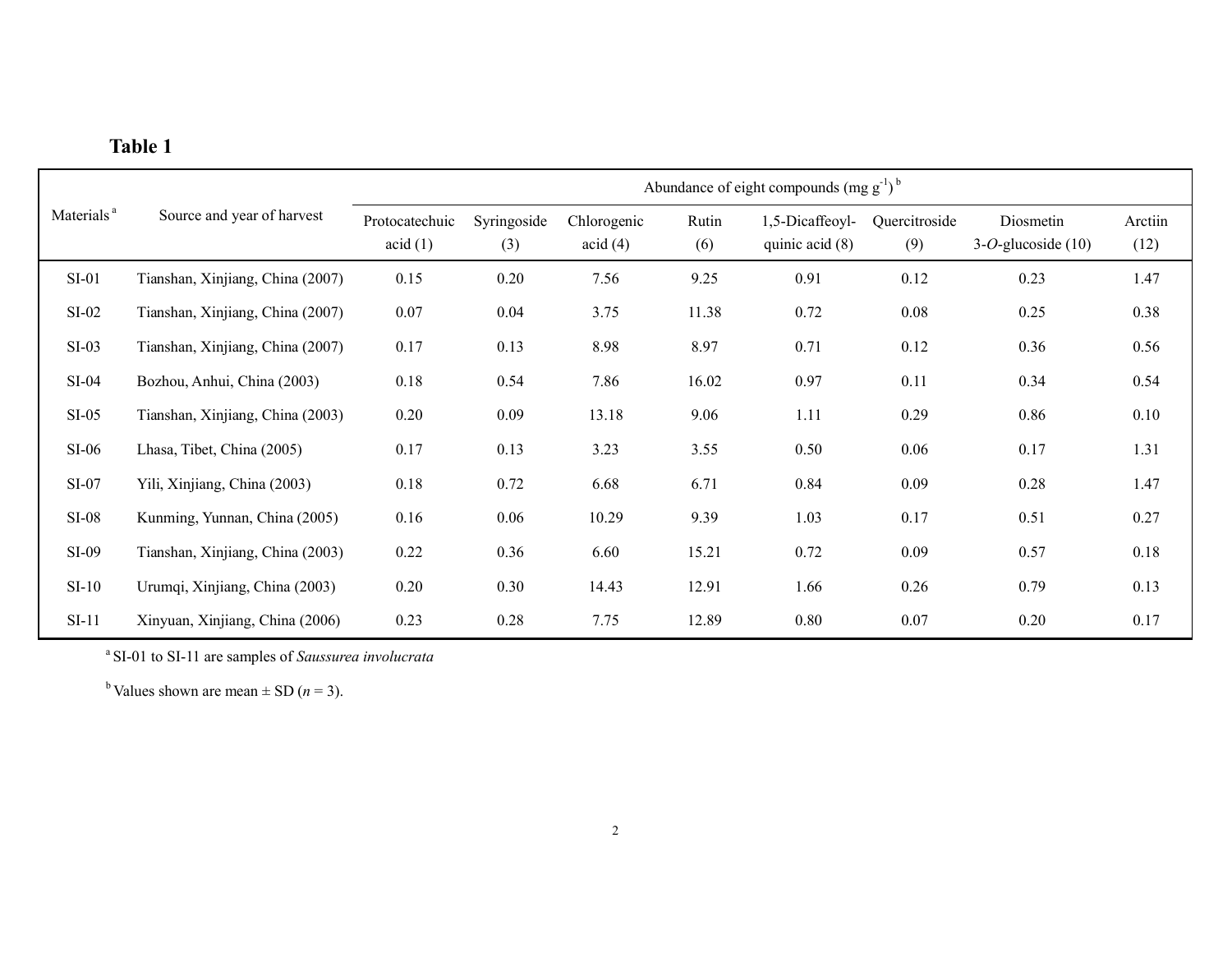**Table 1**

| Materials [a] | Source and year of harvest | Abundance of eight compounds (mg $g^{-1}$) [b] | | | | | | | |
|---|---|---|---|---|---|---|---|---|---|
| | | Protocatechuic acid (1) | Syringoside (3) | Chlorogenic acid (4) | Rutin (6) | 1,5-Dicaffeoyl-quinic acid (8) | Quercitroside (9) | Diosmetin 3-*O*-glucoside (10) | Arctiin (12) |
| SI-01 | Tianshan, Xinjiang, China (2007) | 0.15 | 0.20 | 7.56 | 9.25 | 0.91 | 0.12 | 0.23 | 1.47 |
| SI-02 | Tianshan, Xinjiang, China (2007) | 0.07 | 0.04 | 3.75 | 11.38 | 0.72 | 0.08 | 0.25 | 0.38 |
| SI-03 | Tianshan, Xinjiang, China (2007) | 0.17 | 0.13 | 8.98 | 8.97 | 0.71 | 0.12 | 0.36 | 0.56 |
| SI-04 | Bozhou, Anhui, China (2003) | 0.18 | 0.54 | 7.86 | 16.02 | 0.97 | 0.11 | 0.34 | 0.54 |
| SI-05 | Tianshan, Xinjiang, China (2003) | 0.20 | 0.09 | 13.18 | 9.06 | 1.11 | 0.29 | 0.86 | 0.10 |
| SI-06 | Lhasa, Tibet, China (2005) | 0.17 | 0.13 | 3.23 | 3.55 | 0.50 | 0.06 | 0.17 | 1.31 |
| SI-07 | Yili, Xinjiang, China (2003) | 0.18 | 0.72 | 6.68 | 6.71 | 0.84 | 0.09 | 0.28 | 1.47 |
| SI-08 | Kunming, Yunnan, China (2005) | 0.16 | 0.06 | 10.29 | 9.39 | 1.03 | 0.17 | 0.51 | 0.27 |
| SI-09 | Tianshan, Xinjiang, China (2003) | 0.22 | 0.36 | 6.60 | 15.21 | 0.72 | 0.09 | 0.57 | 0.18 |
| SI-10 | Urumqi, Xinjiang, China (2003) | 0.20 | 0.30 | 14.43 | 12.91 | 1.66 | 0.26 | 0.79 | 0.13 |
| SI-11 | Xinyuan, Xinjiang, China (2006) | 0.23 | 0.28 | 7.75 | 12.89 | 0.80 | 0.07 | 0.20 | 0.17 |

[a] SI-01 to SI-11 are samples of *Saussurea involucrata*

[b] Values shown are mean ± SD ($n = 3$).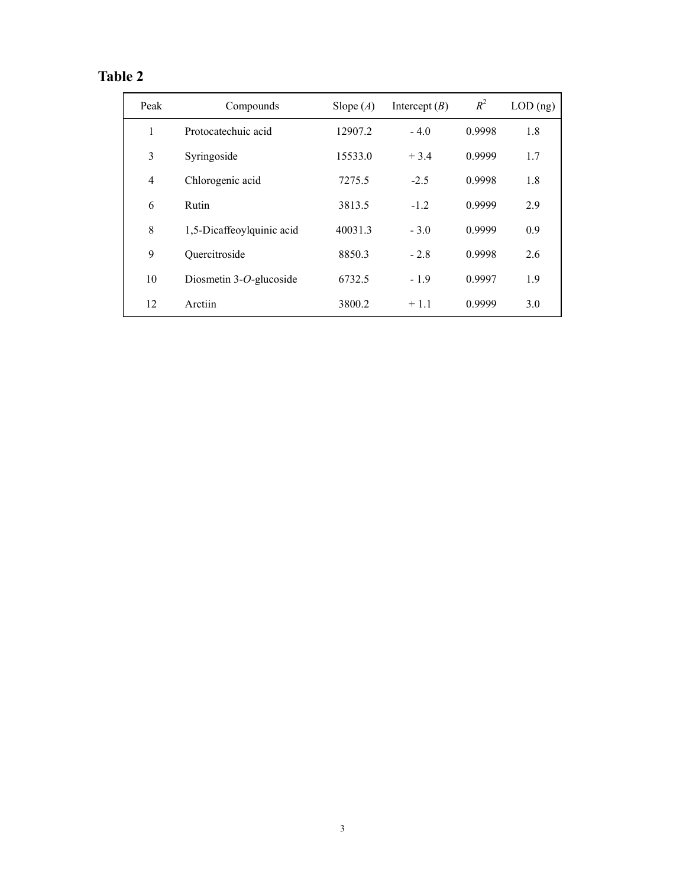## Table 2

| Peak | Compounds | Slope (*A*) | Intercept (*B*) | $R^2$ | LOD (ng) |
|---|---|---|---|---|---|
| 1 | Protocatechuic acid | 12907.2 | - 4.0 | 0.9998 | 1.8 |
| 3 | Syringoside | 15533.0 | + 3.4 | 0.9999 | 1.7 |
| 4 | Chlorogenic acid | 7275.5 | -2.5 | 0.9998 | 1.8 |
| 6 | Rutin | 3813.5 | -1.2 | 0.9999 | 2.9 |
| 8 | 1,5-Dicaffeoylquinic acid | 40031.3 | - 3.0 | 0.9999 | 0.9 |
| 9 | Quercitroside | 8850.3 | - 2.8 | 0.9998 | 2.6 |
| 10 | Diosmetin 3-*O*-glucoside | 6732.5 | - 1.9 | 0.9997 | 1.9 |
| 12 | Arctiin | 3800.2 | + 1.1 | 0.9999 | 3.0 |